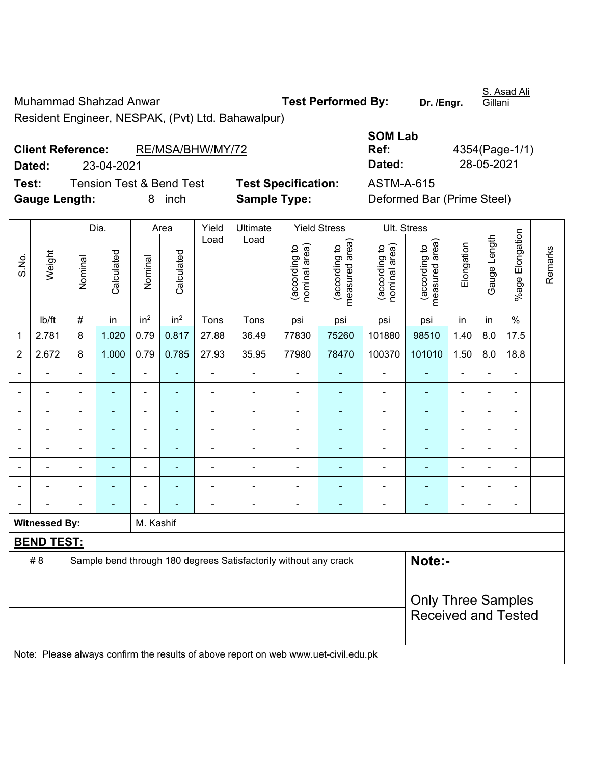Muhammad Shahzad Anwar

Resident Engineer, NESPAK, (Pvt) Ltd. Bahawalpur)

**Test Performed By:** Dr. /Engr. S. Asad Ali Gillani

**Client Reference:** RE/MSA/BHW/MY/72

**Dated:** 23-04-2021

**SOM Lab Ref:** 4354(Page-1/1)

**Dated:** 28-05-2021

**Test:** Tension Test & Bend Test

**Test Specification:** ASTM-A-615

**Gauge Length:** 8 inch

**Sample Type:** Deformed Bar (Prime Steel)

| S.No. | Weight | Dia. | | Area | | Yield Load | Ultimate Load | Yield Stress | | Ult. Stress | | Elongation | Gauge Length | %age Elongation | Remarks |
|---|---|---|---|---|---|---|---|---|---|---|---|---|---|---|---|
| | | Nominal | Calculated | Nominal | Calculated | | | (according to nominal area) | (according to measured area) | (according to nominal area) | (according to measured area) | | | | |
| | lb/ft | # | in | $in^2$ | $in^2$ | Tons | Tons | psi | psi | psi | psi | in | in | % | |
| 1 | 2.781 | 8 | 1.020 | 0.79 | 0.817 | 27.88 | 36.49 | 77830 | 75260 | 101880 | 98510 | 1.40 | 8.0 | 17.5 | |
| 2 | 2.672 | 8 | 1.000 | 0.79 | 0.785 | 27.93 | 35.95 | 77980 | 78470 | 100370 | 101010 | 1.50 | 8.0 | 18.8 | |
| - | - | - | - | - | - | - | - | - | - | - | - | - | - | - | |
| - | - | - | - | - | - | - | - | - | - | - | - | - | - | - | |
| - | - | - | - | - | - | - | - | - | - | - | - | - | - | - | |
| - | - | - | - | - | - | - | - | - | - | - | - | - | - | - | |
| - | - | - | - | - | - | - | - | - | - | - | - | - | - | - | |
| - | - | - | - | - | - | - | - | - | - | - | - | - | - | - | |
| - | - | - | - | - | - | - | - | - | - | - | - | - | - | - | |
| - | - | - | - | - | - | - | - | - | - | - | - | - | - | - | |

**Witnessed By:** M. Kashif

**BEND TEST:**

| | | |
|---|---|---|
| # 8 | Sample bend through 180 degrees Satisfactorily without any crack | **Note:-** Only Three Samples Received and Tested |

Note: Please always confirm the results of above report on web www.uet-civil.edu.pk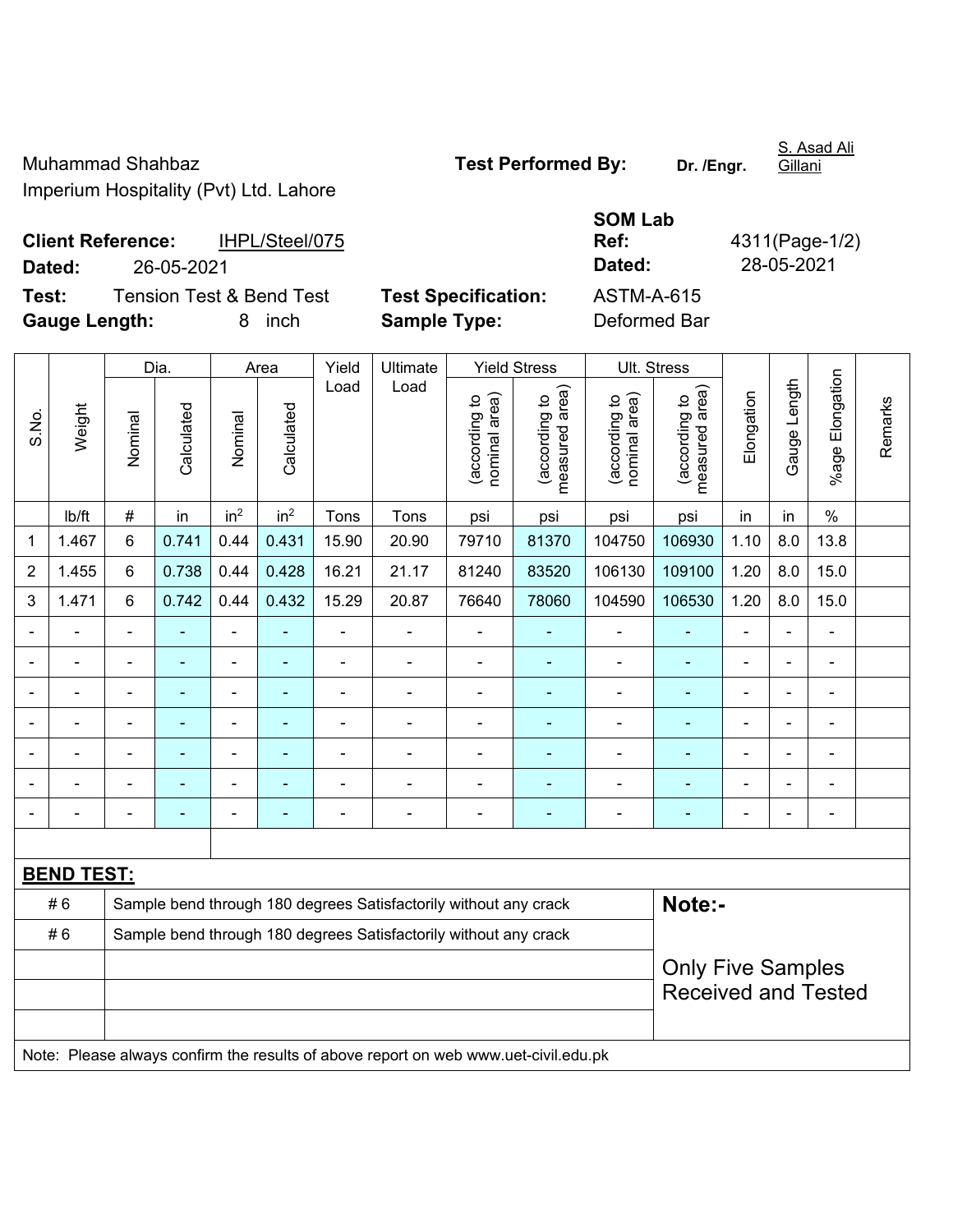Muhammad Shahbaz
Imperium Hospitality (Pvt) Ltd. Lahore

**Test Performed By:** Dr. /Engr. S. Asad Ali Gillani

**Client Reference:** IHPL/Steel/075
**Dated:** 26-05-2021

**SOM Lab Ref:** 4311(Page-1/2)
**Dated:** 28-05-2021

**Test:** Tension Test & Bend Test
**Gauge Length:** 8 inch

**Test Specification:** ASTM-A-615
**Sample Type:** Deformed Bar

| S.No. | Weight | Dia. | | Area | | Yield Load | Ultimate Load | Yield Stress | | Ult. Stress | | Elongation | Gauge Length | %age Elongation | Remarks |
|---|---|---|---|---|---|---|---|---|---|---|---|---|---|---|---|
| | | Nominal | Calculated | Nominal | Calculated | | | (according to nominal area) | (according to measured area) | (according to nominal area) | (according to measured area) | | | | |
| | lb/ft | # | in | in$^2$ | in$^2$ | Tons | Tons | psi | psi | psi | psi | in | in | % | |
| 1 | 1.467 | 6 | 0.741 | 0.44 | 0.431 | 15.90 | 20.90 | 79710 | 81370 | 104750 | 106930 | 1.10 | 8.0 | 13.8 | |
| 2 | 1.455 | 6 | 0.738 | 0.44 | 0.428 | 16.21 | 21.17 | 81240 | 83520 | 106130 | 109100 | 1.20 | 8.0 | 15.0 | |
| 3 | 1.471 | 6 | 0.742 | 0.44 | 0.432 | 15.29 | 20.87 | 76640 | 78060 | 104590 | 106530 | 1.20 | 8.0 | 15.0 | |
| - | - | - | - | - | - | - | - | - | - | - | - | - | - | - | |
| - | - | - | - | - | - | - | - | - | - | - | - | - | - | - | |
| - | - | - | - | - | - | - | - | - | - | - | - | - | - | - | |
| - | - | - | - | - | - | - | - | - | - | - | - | - | - | - | |
| - | - | - | - | - | - | - | - | - | - | - | - | - | - | - | |
| - | - | - | - | - | - | - | - | - | - | - | - | - | - | - | |
| - | - | - | - | - | - | - | - | - | - | - | - | - | - | - | |

**BEND TEST:**

| | | |
|---|---|---|
| # 6 | Sample bend through 180 degrees Satisfactorily without any crack | **Note:-** |
| # 6 | Sample bend through 180 degrees Satisfactorily without any crack | Only Five Samples Received and Tested |
| | | |
| | | |
| | | |

Note: Please always confirm the results of above report on web www.uet-civil.edu.pk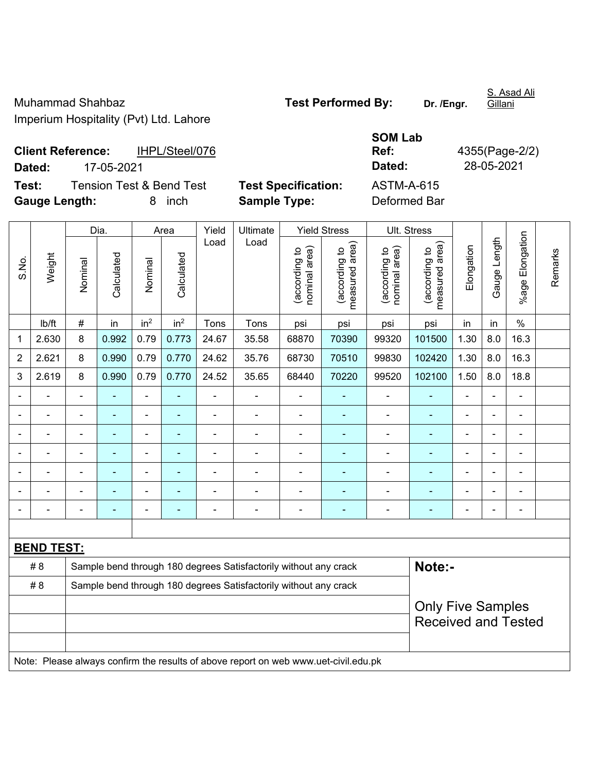Muhammad Shahbaz
Imperium Hospitality (Pvt) Ltd. Lahore

**Test Performed By:** **Dr. /Engr.** S. Asad Ali Gillani

**Client Reference:** IHPL/Steel/076
**Dated:** 17-05-2021

**SOM Lab Ref:** 4355(Page-2/2)
**Dated:** 28-05-2021

**Test:** Tension Test & Bend Test
**Gauge Length:** 8 inch

**Test Specification:** ASTM-A-615
**Sample Type:** Deformed Bar

| S.No. | Weight | Dia. | | Area | | Yield Load | Ultimate Load | Yield Stress | | Ult. Stress | | Elongation | Gauge Length | %age Elongation | Remarks |
|---|---|---|---|---|---|---|---|---|---|---|---|---|---|---|---|
| | | Nominal | Calculated | Nominal | Calculated | | | (according to nominal area) | (according to measured area) | (according to nominal area) | (according to measured area) | | | | |
| | lb/ft | # | in | in² | in² | Tons | Tons | psi | psi | psi | psi | in | in | % | |
| 1 | 2.630 | 8 | 0.992 | 0.79 | 0.773 | 24.67 | 35.58 | 68870 | 70390 | 99320 | 101500 | 1.30 | 8.0 | 16.3 | |
| 2 | 2.621 | 8 | 0.990 | 0.79 | 0.770 | 24.62 | 35.76 | 68730 | 70510 | 99830 | 102420 | 1.30 | 8.0 | 16.3 | |
| 3 | 2.619 | 8 | 0.990 | 0.79 | 0.770 | 24.52 | 35.65 | 68440 | 70220 | 99520 | 102100 | 1.50 | 8.0 | 18.8 | |
| - | - | - | - | - | - | - | - | - | - | - | - | - | - | - | |
| - | - | - | - | - | - | - | - | - | - | - | - | - | - | - | |
| - | - | - | - | - | - | - | - | - | - | - | - | - | - | - | |
| - | - | - | - | - | - | - | - | - | - | - | - | - | - | - | |
| - | - | - | - | - | - | - | - | - | - | - | - | - | - | - | |
| - | - | - | - | - | - | - | - | - | - | - | - | - | - | - | |
| - | - | - | - | - | - | - | - | - | - | - | - | - | - | - | |

**BEND TEST:**

| | | |
|---|---|---|
| # 8 | Sample bend through 180 degrees Satisfactorily without any crack | **Note:-** |
| # 8 | Sample bend through 180 degrees Satisfactorily without any crack | Only Five Samples Received and Tested |

Note: Please always confirm the results of above report on web www.uet-civil.edu.pk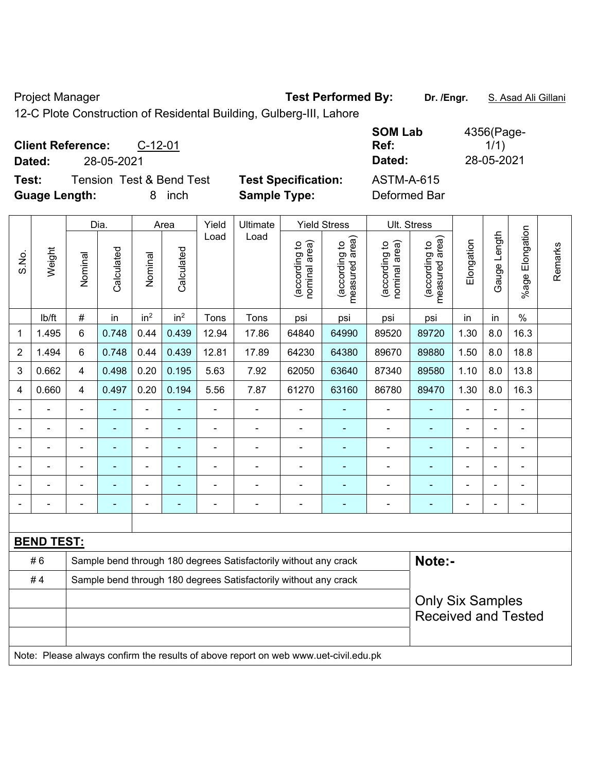Project Manager **Test Performed By:** **Dr. /Engr.** S. Asad Ali Gillani

12-C Plote Construction of Residental Building, Gulberg-III, Lahore

**Client Reference:** C-12-01 **SOM Lab Ref:** 4356(Page-1/1)

**Dated:** 28-05-2021 **Dated:** 28-05-2021

**Test:** Tension Test & Bend Test **Test Specification:** ASTM-A-615

**Guage Length:** 8 inch **Sample Type:** Deformed Bar

| S.No. | Weight | Dia. | | Area | | Yield Load | Ultimate Load | Yield Stress | | Ult. Stress | | Elongation | Gauge Length | %age Elongation | Remarks |
|---|---|---|---|---|---|---|---|---|---|---|---|---|---|---|---|
| | | Nominal | Calculated | Nominal | Calculated | | | (according to nominal area) | (according to measured area) | (according to nominal area) | (according to measured area) | | | | |
| | lb/ft | # | in | in² | in² | Tons | Tons | psi | psi | psi | psi | in | in | % | |
| 1 | 1.495 | 6 | 0.748 | 0.44 | 0.439 | 12.94 | 17.86 | 64840 | 64990 | 89520 | 89720 | 1.30 | 8.0 | 16.3 | |
| 2 | 1.494 | 6 | 0.748 | 0.44 | 0.439 | 12.81 | 17.89 | 64230 | 64380 | 89670 | 89880 | 1.50 | 8.0 | 18.8 | |
| 3 | 0.662 | 4 | 0.498 | 0.20 | 0.195 | 5.63 | 7.92 | 62050 | 63640 | 87340 | 89580 | 1.10 | 8.0 | 13.8 | |
| 4 | 0.660 | 4 | 0.497 | 0.20 | 0.194 | 5.56 | 7.87 | 61270 | 63160 | 86780 | 89470 | 1.30 | 8.0 | 16.3 | |
| - | - | - | - | - | - | - | - | - | - | - | - | - | - | - | |
| - | - | - | - | - | - | - | - | - | - | - | - | - | - | - | |
| - | - | - | - | - | - | - | - | - | - | - | - | - | - | - | |
| - | - | - | - | - | - | - | - | - | - | - | - | - | - | - | |
| - | - | - | - | - | - | - | - | - | - | - | - | - | - | - | |
| - | - | - | - | - | - | - | - | - | - | - | - | - | - | - | |

**BEND TEST:**

| | | |
|---|---|---|
| # 6 | Sample bend through 180 degrees Satisfactorily without any crack | **Note:-** |
| # 4 | Sample bend through 180 degrees Satisfactorily without any crack | Only Six Samples Received and Tested |

Note: Please always confirm the results of above report on web www.uet-civil.edu.pk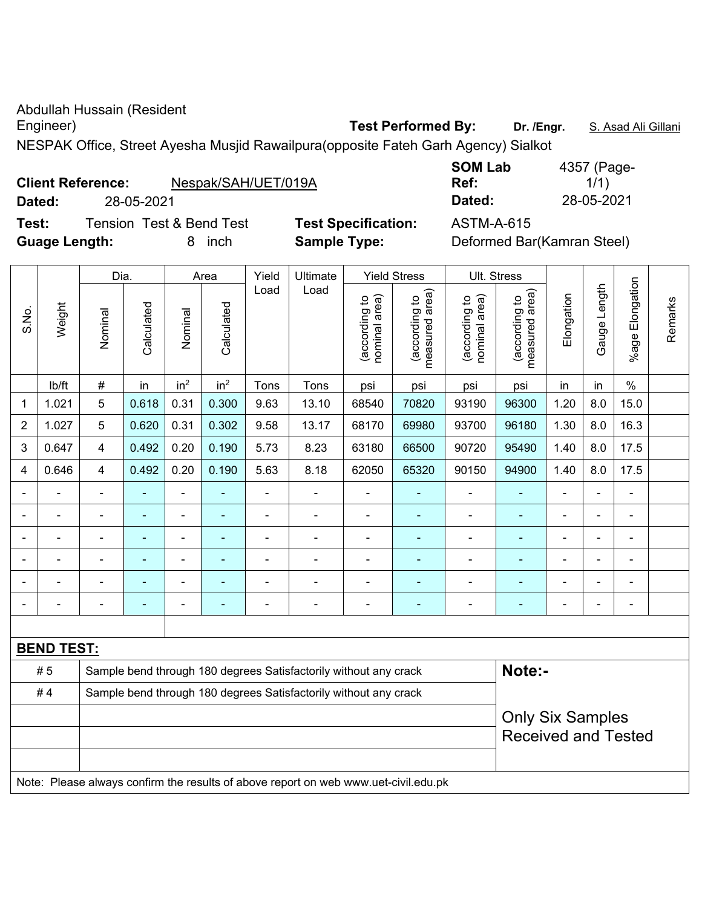Abdullah Hussain (Resident Engineer)

**Test Performed By:** **Dr. /Engr.** S. Asad Ali Gillani

NESPAK Office, Street Ayesha Musjid Rawailpura(opposite Fateh Garh Agency) Sialkot

**Client Reference:** Nespak/SAH/UET/019A

**Dated:** 28-05-2021

**SOM Lab Ref:** 4357 (Page-1/1)

**Dated:** 28-05-2021

**Test:** Tension Test & Bend Test

**Test Specification:** ASTM-A-615

**Guage Length:** 8 inch

**Sample Type:** Deformed Bar(Kamran Steel)

| S.No. | Weight | Dia. | | Area | | Yield Load | Ultimate Load | Yield Stress | | Ult. Stress | | Elongation | Gauge Length | %age Elongation | Remarks |
|---|---|---|---|---|---|---|---|---|---|---|---|---|---|---|---|
| | | Nominal | Calculated | Nominal | Calculated | | | (according to nominal area) | (according to measured area) | (according to nominal area) | (according to measured area) | | | | |
| | lb/ft | # | in | $in^2$ | $in^2$ | Tons | Tons | psi | psi | psi | psi | in | in | % | |
| 1 | 1.021 | 5 | 0.618 | 0.31 | 0.300 | 9.63 | 13.10 | 68540 | 70820 | 93190 | 96300 | 1.20 | 8.0 | 15.0 | |
| 2 | 1.027 | 5 | 0.620 | 0.31 | 0.302 | 9.58 | 13.17 | 68170 | 69980 | 93700 | 96180 | 1.30 | 8.0 | 16.3 | |
| 3 | 0.647 | 4 | 0.492 | 0.20 | 0.190 | 5.73 | 8.23 | 63180 | 66500 | 90720 | 95490 | 1.40 | 8.0 | 17.5 | |
| 4 | 0.646 | 4 | 0.492 | 0.20 | 0.190 | 5.63 | 8.18 | 62050 | 65320 | 90150 | 94900 | 1.40 | 8.0 | 17.5 | |
| - | - | - | - | - | - | - | - | - | - | - | - | - | - | - | |
| - | - | - | - | - | - | - | - | - | - | - | - | - | - | - | |
| - | - | - | - | - | - | - | - | - | - | - | - | - | - | - | |
| - | - | - | - | - | - | - | - | - | - | - | - | - | - | - | |
| - | - | - | - | - | - | - | - | - | - | - | - | - | - | - | |
| - | - | - | - | - | - | - | - | - | - | - | - | - | - | - | |

**BEND TEST:**

| | | |
|---|---|---|
| # 5 | Sample bend through 180 degrees Satisfactorily without any crack | **Note:-** |
| # 4 | Sample bend through 180 degrees Satisfactorily without any crack | Only Six Samples Received and Tested |

Note: Please always confirm the results of above report on web www.uet-civil.edu.pk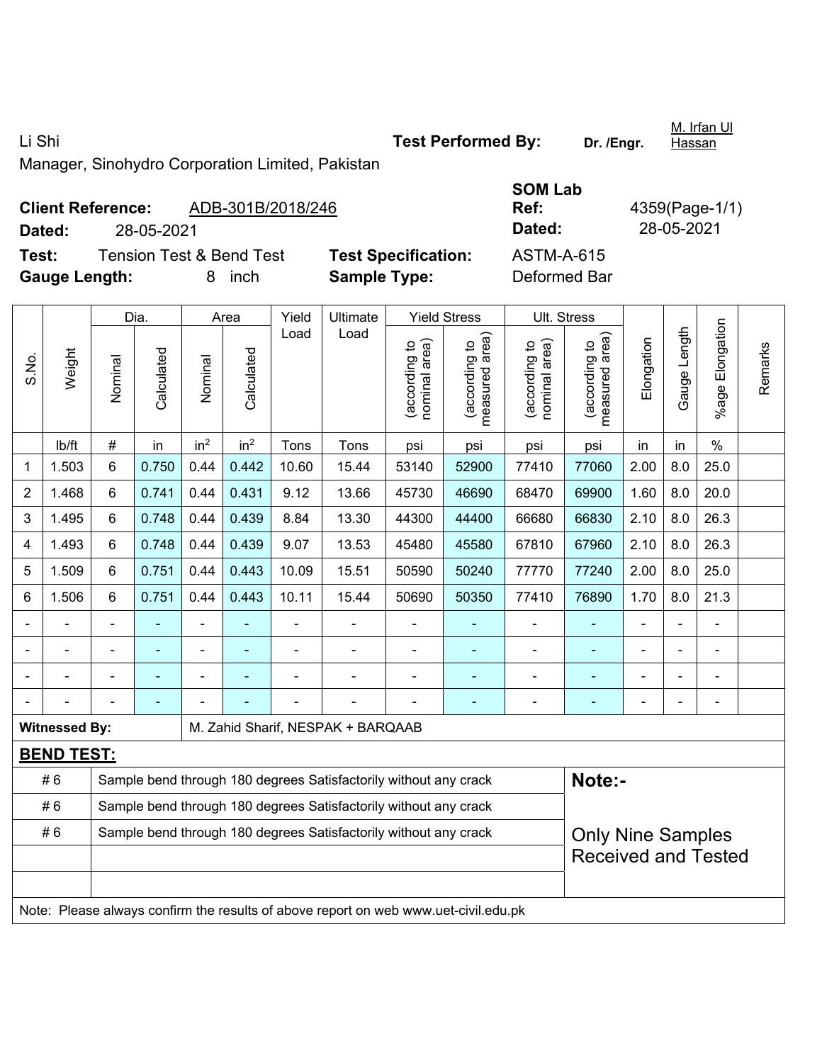Li Shi

Manager, Sinohydro Corporation Limited, Pakistan

**Test Performed By:** **Dr. /Engr.** M. Irfan Ul Hassan

**Client Reference:** ADB-301B/2018/246

**Dated:** 28-05-2021

**SOM Lab Ref:** 4359(Page-1/1)

**Dated:** 28-05-2021

**Test:** Tension Test & Bend Test

**Test Specification:** ASTM-A-615

**Gauge Length:** 8 inch

**Sample Type:** Deformed Bar

| S.No. | Weight | Dia. | | Area | | Yield Load | Ultimate Load | Yield Stress | | Ult. Stress | | Elongation | Gauge Length | %age Elongation | Remarks |
|---|---|---|---|---|---|---|---|---|---|---|---|---|---|---|---|
| | | Nominal | Calculated | Nominal | Calculated | | | (according to nominal area) | (according to measured area) | (according to nominal area) | (according to measured area) | | | | |
| | lb/ft | # | in | $in^2$ | $in^2$ | Tons | Tons | psi | psi | psi | psi | in | in | % | |
| 1 | 1.503 | 6 | 0.750 | 0.44 | 0.442 | 10.60 | 15.44 | 53140 | 52900 | 77410 | 77060 | 2.00 | 8.0 | 25.0 | |
| 2 | 1.468 | 6 | 0.741 | 0.44 | 0.431 | 9.12 | 13.66 | 45730 | 46690 | 68470 | 69900 | 1.60 | 8.0 | 20.0 | |
| 3 | 1.495 | 6 | 0.748 | 0.44 | 0.439 | 8.84 | 13.30 | 44300 | 44400 | 66680 | 66830 | 2.10 | 8.0 | 26.3 | |
| 4 | 1.493 | 6 | 0.748 | 0.44 | 0.439 | 9.07 | 13.53 | 45480 | 45580 | 67810 | 67960 | 2.10 | 8.0 | 26.3 | |
| 5 | 1.509 | 6 | 0.751 | 0.44 | 0.443 | 10.09 | 15.51 | 50590 | 50240 | 77770 | 77240 | 2.00 | 8.0 | 25.0 | |
| 6 | 1.506 | 6 | 0.751 | 0.44 | 0.443 | 10.11 | 15.44 | 50690 | 50350 | 77410 | 76890 | 1.70 | 8.0 | 21.3 | |
| - | - | - | - | - | - | - | - | - | - | - | - | - | - | - | |
| - | - | - | - | - | - | - | - | - | - | - | - | - | - | - | |
| - | - | - | - | - | - | - | - | - | - | - | - | - | - | - | |
| - | - | - | - | - | - | - | - | - | - | - | - | - | - | - | |

**Witnessed By:** M. Zahid Sharif, NESPAK + BARQAAB

**BEND TEST:**

| | | |
|---|---|---|
| # 6 | Sample bend through 180 degrees Satisfactorily without any crack | **Note:-** |
| # 6 | Sample bend through 180 degrees Satisfactorily without any crack | |
| # 6 | Sample bend through 180 degrees Satisfactorily without any crack | Only Nine Samples Received and Tested |
| | | |
| | | |

Note: Please always confirm the results of above report on web www.uet-civil.edu.pk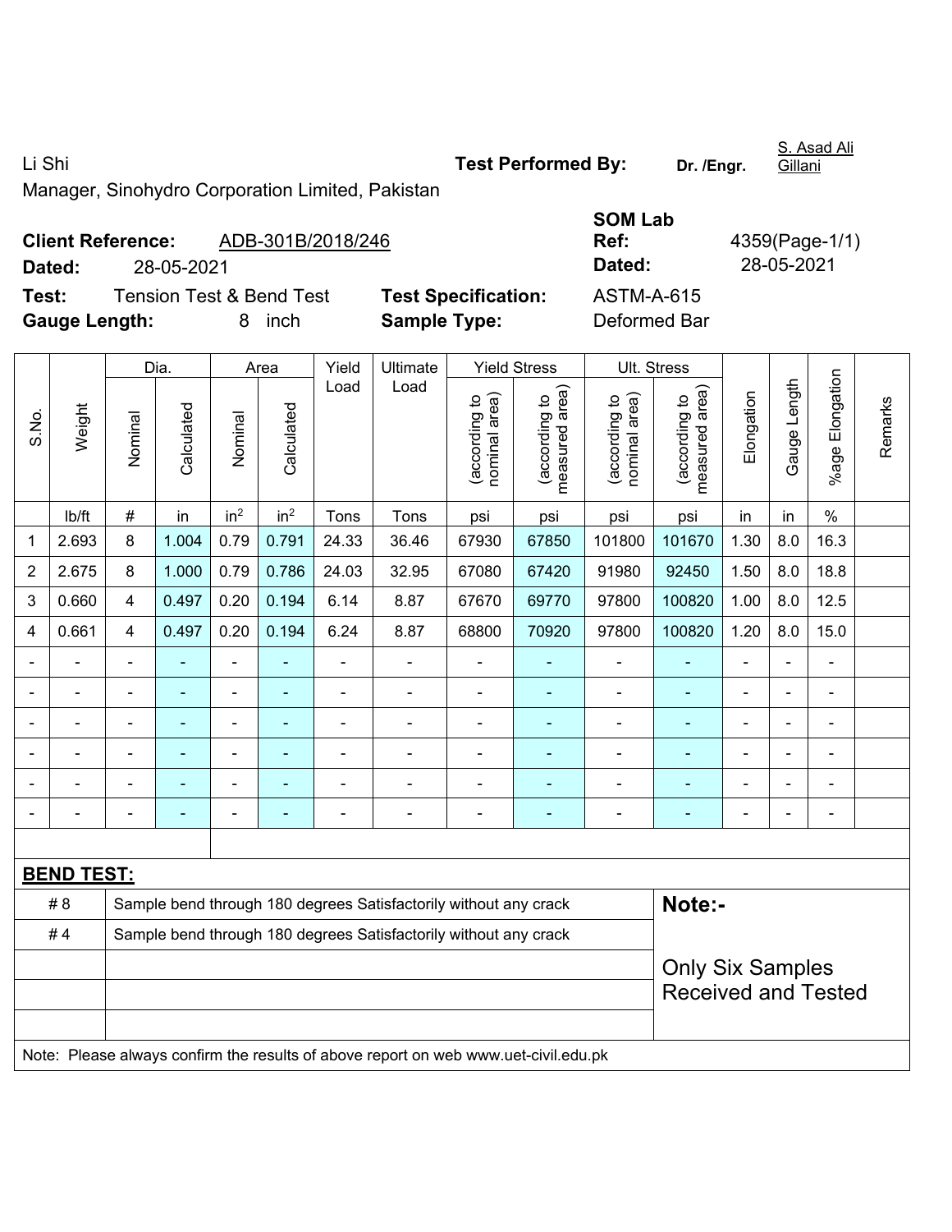Li Shi

Manager, Sinohydro Corporation Limited, Pakistan

**Test Performed By:** **Dr. /Engr.** S. Asad Ali Gillani

**Client Reference:** ADB-301B/2018/246

**Dated:** 28-05-2021

**SOM Lab Ref:** 4359(Page-1/1)

**Dated:** 28-05-2021

**Test:** Tension Test & Bend Test

**Test Specification:** ASTM-A-615

**Gauge Length:** 8 inch

**Sample Type:** Deformed Bar

| S.No. | Weight | Dia. | | Area | | Yield Load | Ultimate Load | Yield Stress | | Ult. Stress | | Elongation | Gauge Length | %age Elongation | Remarks |
|---|---|---|---|---|---|---|---|---|---|---|---|---|---|---|---|
| | | Nominal | Calculated | Nominal | Calculated | | | (according to nominal area) | (according to measured area) | (according to nominal area) | (according to measured area) | | | | |
| | lb/ft | # | in | in$^2$ | in$^2$ | Tons | Tons | psi | psi | psi | psi | in | in | % | |
| 1 | 2.693 | 8 | 1.004 | 0.79 | 0.791 | 24.33 | 36.46 | 67930 | 67850 | 101800 | 101670 | 1.30 | 8.0 | 16.3 | |
| 2 | 2.675 | 8 | 1.000 | 0.79 | 0.786 | 24.03 | 32.95 | 67080 | 67420 | 91980 | 92450 | 1.50 | 8.0 | 18.8 | |
| 3 | 0.660 | 4 | 0.497 | 0.20 | 0.194 | 6.14 | 8.87 | 67670 | 69770 | 97800 | 100820 | 1.00 | 8.0 | 12.5 | |
| 4 | 0.661 | 4 | 0.497 | 0.20 | 0.194 | 6.24 | 8.87 | 68800 | 70920 | 97800 | 100820 | 1.20 | 8.0 | 15.0 | |
| - | - | - | - | - | - | - | - | - | - | - | - | - | - | - | |
| - | - | - | - | - | - | - | - | - | - | - | - | - | - | - | |
| - | - | - | - | - | - | - | - | - | - | - | - | - | - | - | |
| - | - | - | - | - | - | - | - | - | - | - | - | - | - | - | |
| - | - | - | - | - | - | - | - | - | - | - | - | - | - | - | |
| - | - | - | - | - | - | - | - | - | - | - | - | - | - | - | |

**BEND TEST:**

| | |
|---|---|
| # 8 | Sample bend through 180 degrees Satisfactorily without any crack |
| # 4 | Sample bend through 180 degrees Satisfactorily without any crack |

**Note:-**

Only Six Samples Received and Tested

Note: Please always confirm the results of above report on web www.uet-civil.edu.pk